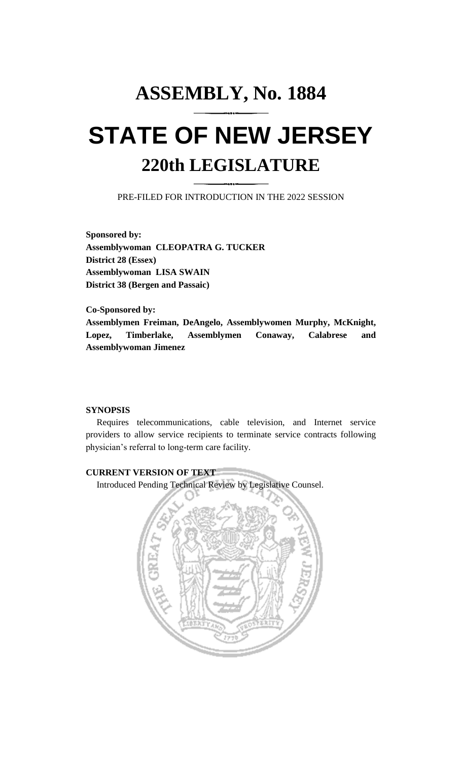# ASSEMBLY, No. 1884

# STATE OF NEW JERSEY

## 220th LEGISLATURE

PRE-FILED FOR INTRODUCTION IN THE 2022 SESSION

**Sponsored by:**
**Assemblywoman CLEOPATRA G. TUCKER**
**District 28 (Essex)**
**Assemblywoman LISA SWAIN**
**District 38 (Bergen and Passaic)**

**Co-Sponsored by:**
**Assemblymen Freiman, DeAngelo, Assemblywomen Murphy, McKnight, Lopez, Timberlake, Assemblymen Conaway, Calabrese and Assemblywoman Jimenez**

**SYNOPSIS**

Requires telecommunications, cable television, and Internet service providers to allow service recipients to terminate service contracts following physician's referral to long-term care facility.

**CURRENT VERSION OF TEXT**

Introduced Pending Technical Review by Legislative Counsel.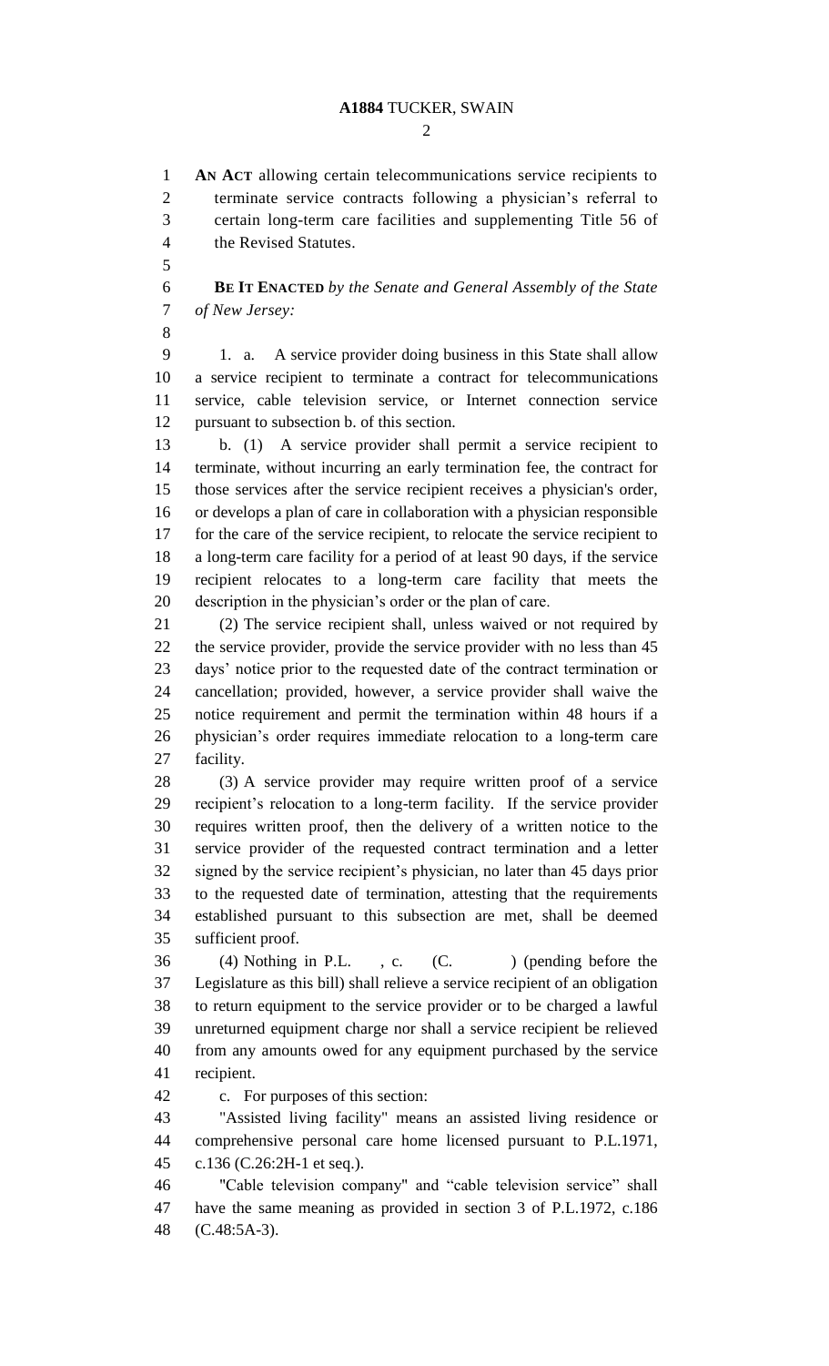**AN ACT** allowing certain telecommunications service recipients to terminate service contracts following a physician's referral to certain long-term care facilities and supplementing Title 56 of the Revised Statutes.

**BE IT ENACTED** *by the Senate and General Assembly of the State of New Jersey:*

1. a. A service provider doing business in this State shall allow a service recipient to terminate a contract for telecommunications service, cable television service, or Internet connection service pursuant to subsection b. of this section.

b. (1) A service provider shall permit a service recipient to terminate, without incurring an early termination fee, the contract for those services after the service recipient receives a physician's order, or develops a plan of care in collaboration with a physician responsible for the care of the service recipient, to relocate the service recipient to a long-term care facility for a period of at least 90 days, if the service recipient relocates to a long-term care facility that meets the description in the physician's order or the plan of care.

(2) The service recipient shall, unless waived or not required by the service provider, provide the service provider with no less than 45 days' notice prior to the requested date of the contract termination or cancellation; provided, however, a service provider shall waive the notice requirement and permit the termination within 48 hours if a physician's order requires immediate relocation to a long-term care facility.

(3) A service provider may require written proof of a service recipient's relocation to a long-term facility. If the service provider requires written proof, then the delivery of a written notice to the service provider of the requested contract termination and a letter signed by the service recipient's physician, no later than 45 days prior to the requested date of termination, attesting that the requirements established pursuant to this subsection are met, shall be deemed sufficient proof.

(4) Nothing in P.L. , c. (C. ) (pending before the Legislature as this bill) shall relieve a service recipient of an obligation to return equipment to the service provider or to be charged a lawful unreturned equipment charge nor shall a service recipient be relieved from any amounts owed for any equipment purchased by the service recipient.

c. For purposes of this section:

"Assisted living facility" means an assisted living residence or comprehensive personal care home licensed pursuant to P.L.1971, c.136 (C.26:2H-1 et seq.).

"Cable television company" and "cable television service" shall have the same meaning as provided in section 3 of P.L.1972, c.186 (C.48:5A-3).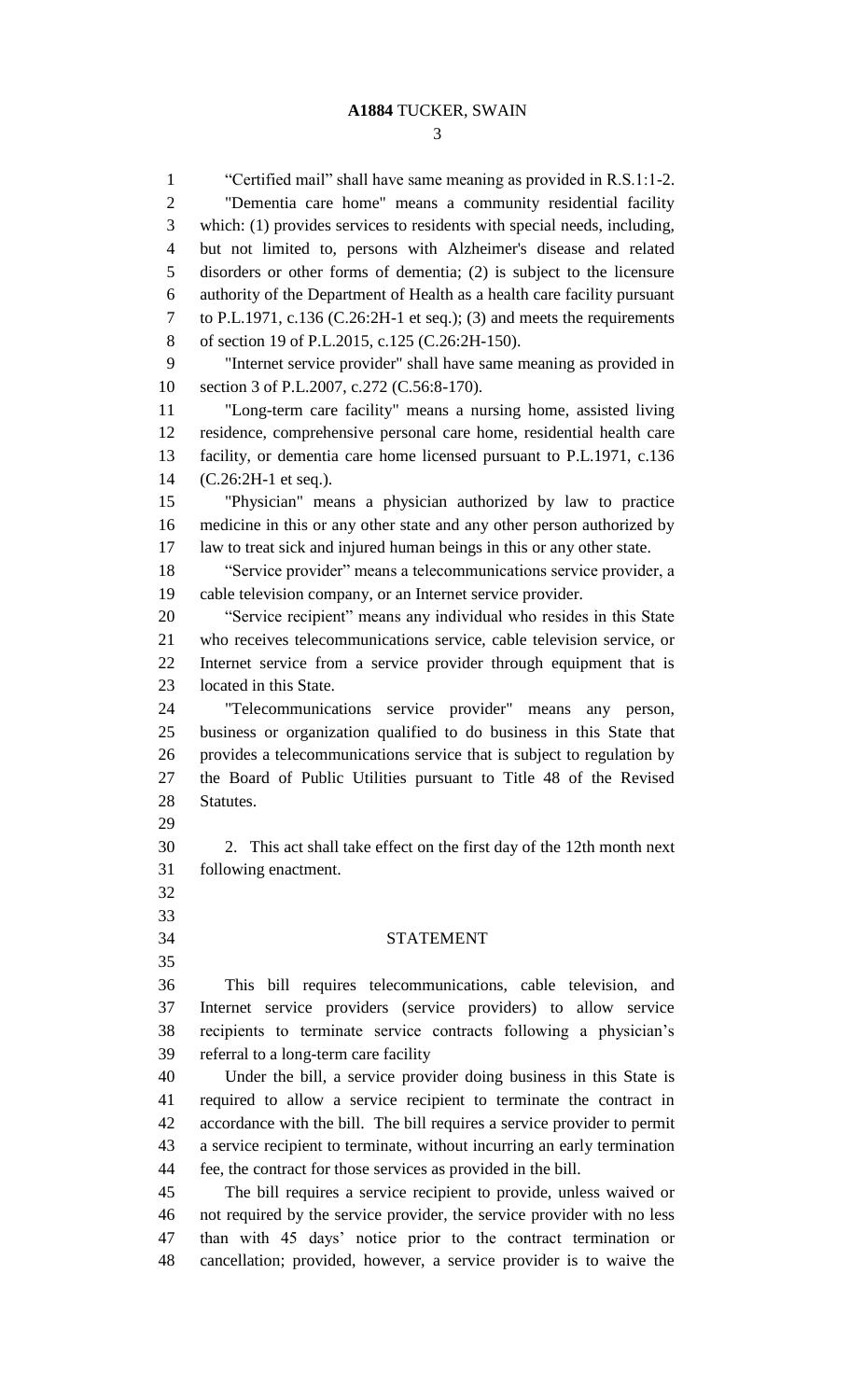"Certified mail" shall have same meaning as provided in R.S.1:1-2.

"Dementia care home" means a community residential facility which: (1) provides services to residents with special needs, including, but not limited to, persons with Alzheimer's disease and related disorders or other forms of dementia; (2) is subject to the licensure authority of the Department of Health as a health care facility pursuant to P.L.1971, c.136 (C.26:2H-1 et seq.); (3) and meets the requirements of section 19 of P.L.2015, c.125 (C.26:2H-150).

"Internet service provider" shall have same meaning as provided in section 3 of P.L.2007, c.272 (C.56:8-170).

"Long-term care facility" means a nursing home, assisted living residence, comprehensive personal care home, residential health care facility, or dementia care home licensed pursuant to P.L.1971, c.136 (C.26:2H-1 et seq.).

"Physician" means a physician authorized by law to practice medicine in this or any other state and any other person authorized by law to treat sick and injured human beings in this or any other state.

"Service provider" means a telecommunications service provider, a cable television company, or an Internet service provider.

"Service recipient" means any individual who resides in this State who receives telecommunications service, cable television service, or Internet service from a service provider through equipment that is located in this State.

"Telecommunications service provider" means any person, business or organization qualified to do business in this State that provides a telecommunications service that is subject to regulation by the Board of Public Utilities pursuant to Title 48 of the Revised Statutes.

2. This act shall take effect on the first day of the 12th month next following enactment.

## STATEMENT

This bill requires telecommunications, cable television, and Internet service providers (service providers) to allow service recipients to terminate service contracts following a physician's referral to a long-term care facility

Under the bill, a service provider doing business in this State is required to allow a service recipient to terminate the contract in accordance with the bill. The bill requires a service provider to permit a service recipient to terminate, without incurring an early termination fee, the contract for those services as provided in the bill.

The bill requires a service recipient to provide, unless waived or not required by the service provider, the service provider with no less than with 45 days' notice prior to the contract termination or cancellation; provided, however, a service provider is to waive the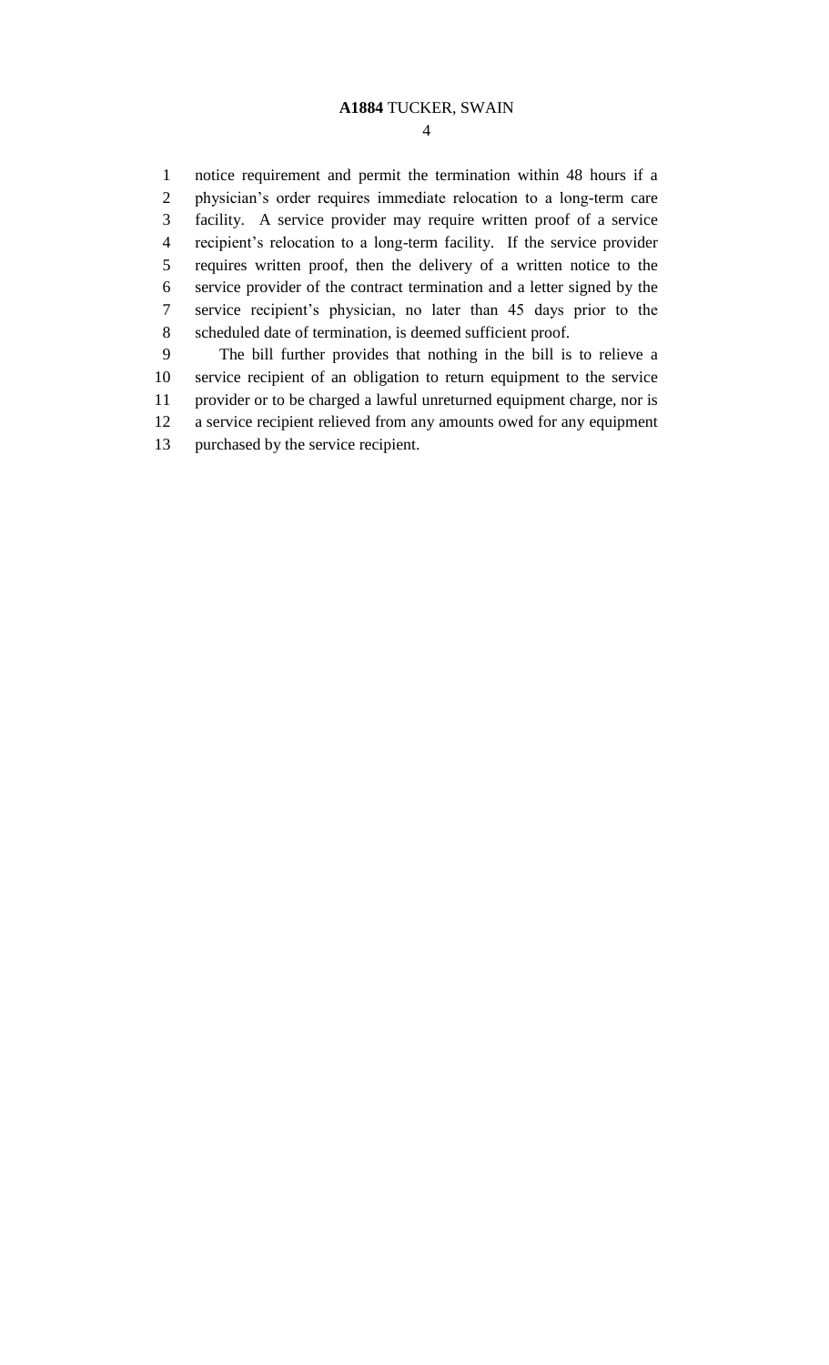notice requirement and permit the termination within 48 hours if a physician's order requires immediate relocation to a long-term care facility. A service provider may require written proof of a service recipient's relocation to a long-term facility. If the service provider requires written proof, then the delivery of a written notice to the service provider of the contract termination and a letter signed by the service recipient's physician, no later than 45 days prior to the scheduled date of termination, is deemed sufficient proof.

The bill further provides that nothing in the bill is to relieve a service recipient of an obligation to return equipment to the service provider or to be charged a lawful unreturned equipment charge, nor is a service recipient relieved from any amounts owed for any equipment purchased by the service recipient.